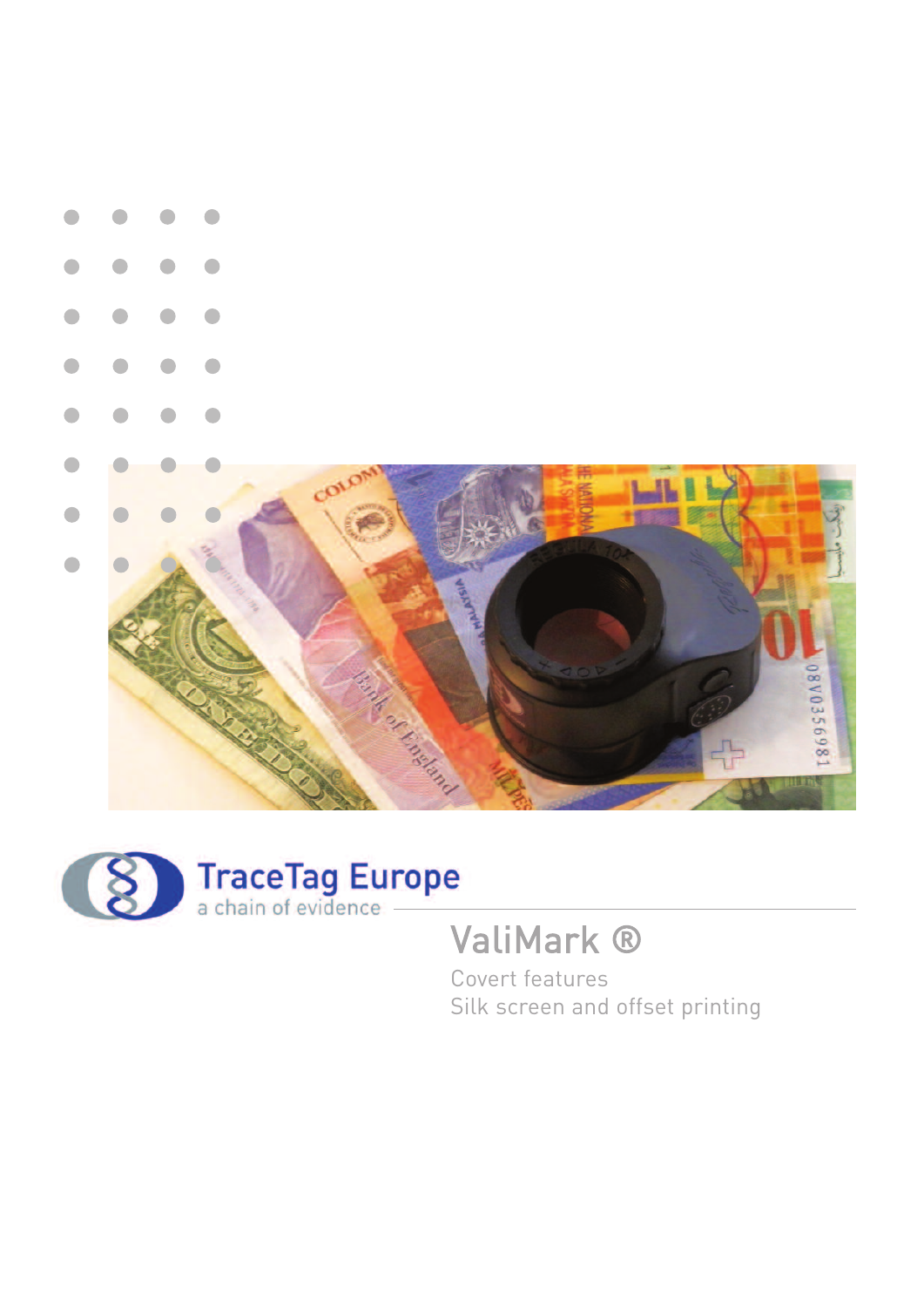TraceTag Europe

a chain of evidence

# ValiMark ®

Covert features

Silk screen and offset printing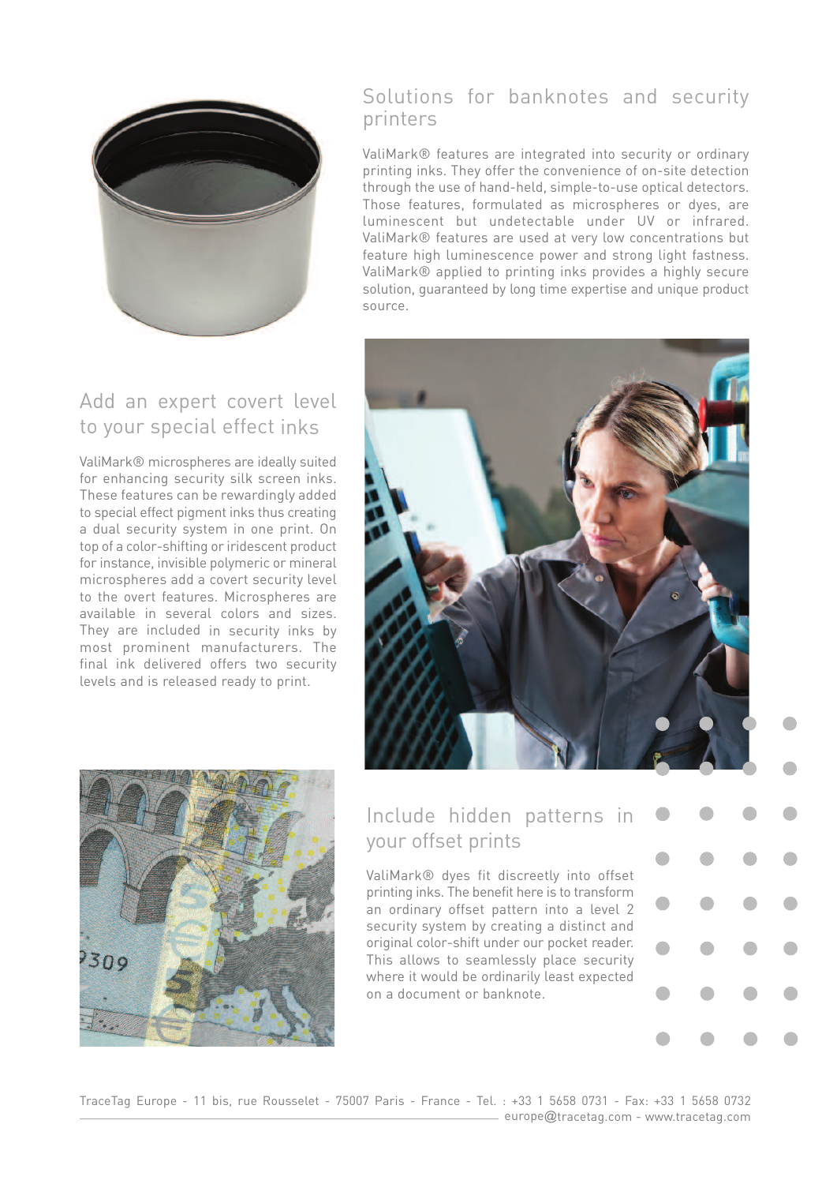## Solutions for banknotes and security printers

ValiMark® features are integrated into security or ordinary printing inks. They offer the convenience of on-site detection through the use of hand-held, simple-to-use optical detectors. Those features, formulated as microspheres or dyes, are luminescent but undetectable under UV or infrared. ValiMark® features are used at very low concentrations but feature high luminescence power and strong light fastness. ValiMark® applied to printing inks provides a highly secure solution, guaranteed by long time expertise and unique product source.

## Add an expert covert level to your special effect inks

ValiMark® microspheres are ideally suited for enhancing security silk screen inks. These features can be rewardingly added to special effect pigment inks thus creating a dual security system in one print. On top of a color-shifting or iridescent product for instance, invisible polymeric or mineral microspheres add a covert security level to the overt features. Microspheres are available in several colors and sizes. They are included in security inks by most prominent manufacturers. The final ink delivered offers two security levels and is released ready to print.

## Include hidden patterns in your offset prints

ValiMark® dyes fit discreetly into offset printing inks. The benefit here is to transform an ordinary offset pattern into a level 2 security system by creating a distinct and original color-shift under our pocket reader. This allows to seamlessly place security where it would be ordinarily least expected on a document or banknote.

TraceTag Europe - 11 bis, rue Rousselet - 75007 Paris - France - Tel. : +33 1 5658 0731 - Fax: +33 1 5658 0732
europe@tracetag.com - www.tracetag.com